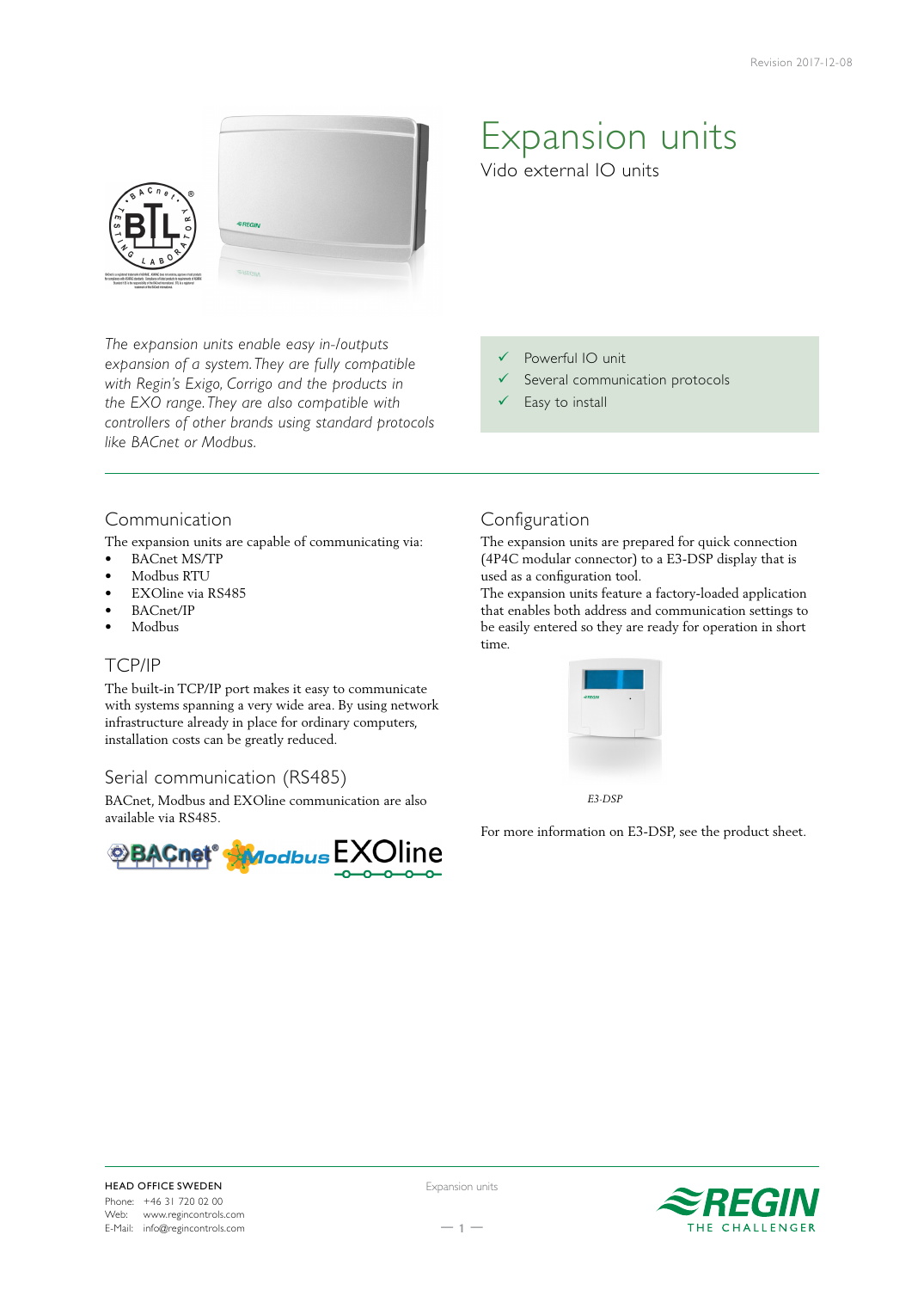Revision 2017-12-08

# Expansion units

Vido external IO units

*The expansion units enable easy in-/outputs expansion of a system. They are fully compatible with Regin's Exigo, Corrigo and the products in the EXO range. They are also compatible with controllers of other brands using standard protocols like BACnet or Modbus.*

- ✓ Powerful IO unit
- ✓ Several communication protocols
- ✓ Easy to install

## Communication

The expansion units are capable of communicating via:

- BACnet MS/TP
- Modbus RTU
- EXOline via RS485
- BACnet/IP
- Modbus

## TCP/IP

The built-in TCP/IP port makes it easy to communicate with systems spanning a very wide area. By using network infrastructure already in place for ordinary computers, installation costs can be greatly reduced.

## Serial communication (RS485)

BACnet, Modbus and EXOline communication are also available via RS485.

## Configuration

The expansion units are prepared for quick connection (4P4C modular connector) to a E3-DSP display that is used as a configuration tool.

The expansion units feature a factory-loaded application that enables both address and communication settings to be easily entered so they are ready for operation in short time.

*E3-DSP*

For more information on E3-DSP, see the product sheet.

HEAD OFFICE SWEDEN
Phone: +46 31 720 02 00
Web: www.regincontrols.com
E-Mail: info@regincontrols.com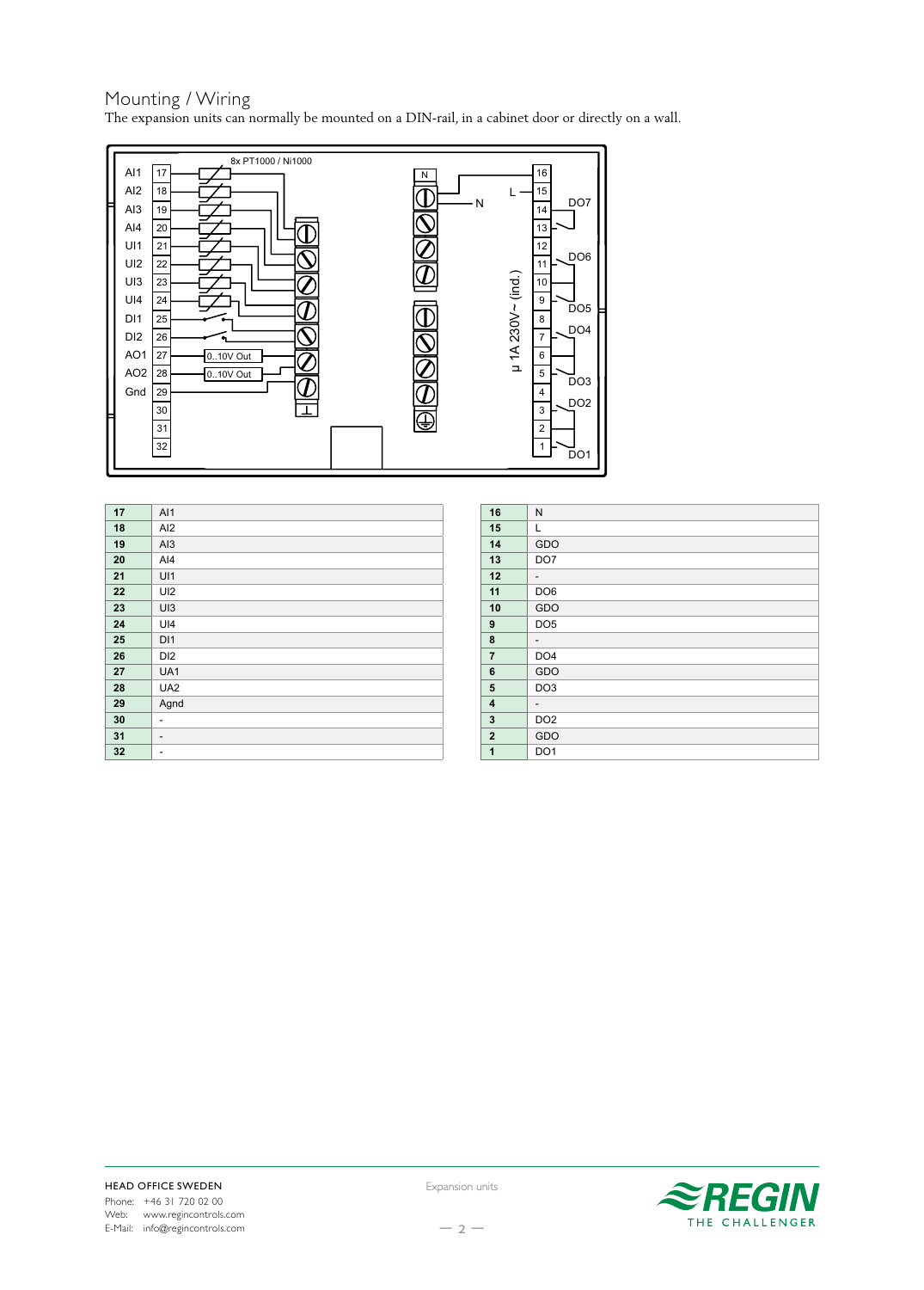# Mounting / Wiring

The expansion units can normally be mounted on a DIN-rail, in a cabinet door or directly on a wall.

| 17 | AI1 |
|---|---|
| 18 | AI2 |
| 19 | AI3 |
| 20 | AI4 |
| 21 | UI1 |
| 22 | UI2 |
| 23 | UI3 |
| 24 | UI4 |
| 25 | DI1 |
| 26 | DI2 |
| 27 | UA1 |
| 28 | UA2 |
| 29 | Agnd |
| 30 | - |
| 31 | - |
| 32 | - |

| 16 | N |
|---|---|
| 15 | L |
| 14 | GDO |
| 13 | DO7 |
| 12 | - |
| 11 | DO6 |
| 10 | GDO |
| 9 | DO5 |
| 8 | - |
| 7 | DO4 |
| 6 | GDO |
| 5 | DO3 |
| 4 | - |
| 3 | DO2 |
| 2 | GDO |
| 1 | DO1 |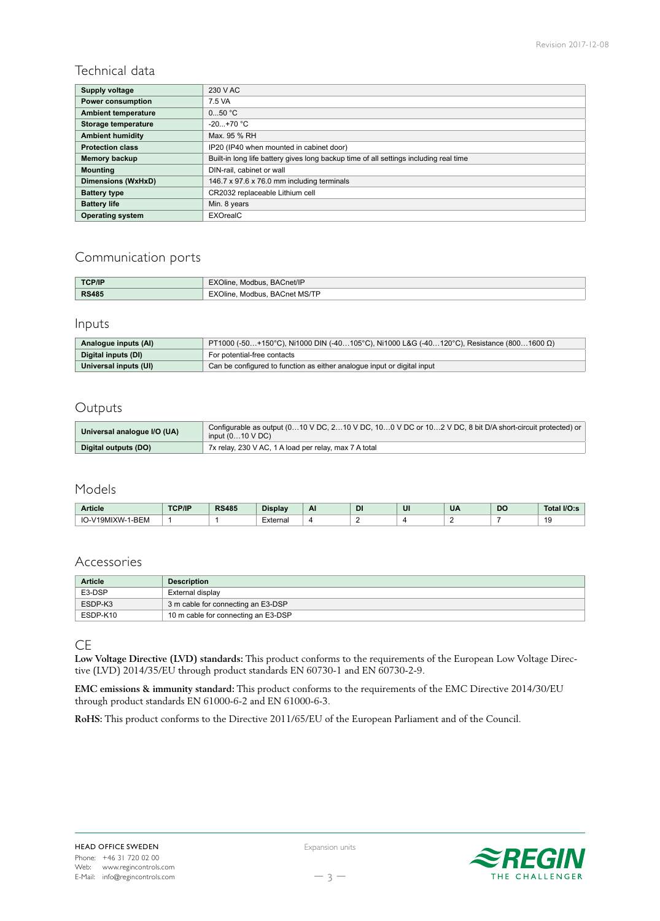## Technical data

| | |
|---|---|
| **Supply voltage** | 230 V AC |
| **Power consumption** | 7.5 VA |
| **Ambient temperature** | 0...50 °C |
| **Storage temperature** | -20...+70 °C |
| **Ambient humidity** | Max. 95 % RH |
| **Protection class** | IP20 (IP40 when mounted in cabinet door) |
| **Memory backup** | Built-in long life battery gives long backup time of all settings including real time |
| **Mounting** | DIN-rail, cabinet or wall |
| **Dimensions (WxHxD)** | 146.7 x 97.6 x 76.0 mm including terminals |
| **Battery type** | CR2032 replaceable Lithium cell |
| **Battery life** | Min. 8 years |
| **Operating system** | EXOrealC |

## Communication ports

| | |
|---|---|
| **TCP/IP** | EXOline, Modbus, BACnet/IP |
| **RS485** | EXOline, Modbus, BACnet MS/TP |

## Inputs

| | |
|---|---|
| **Analogue inputs (AI)** | PT1000 (-50…+150°C), Ni1000 DIN (-40…105°C), Ni1000 L&G (-40…120°C), Resistance (800…1600 Ω) |
| **Digital inputs (DI)** | For potential-free contacts |
| **Universal inputs (UI)** | Can be configured to function as either analogue input or digital input |

## Outputs

| | |
|---|---|
| **Universal analogue I/O (UA)** | Configurable as output (0…10 V DC, 2…10 V DC, 10…0 V DC or 10…2 V DC, 8 bit D/A short-circuit protected) or input (0…10 V DC) |
| **Digital outputs (DO)** | 7x relay, 230 V AC, 1 A load per relay, max 7 A total |

## Models

| Article | TCP/IP | RS485 | Display | AI | DI | UI | UA | DO | Total I/O:s |
|---|---|---|---|---|---|---|---|---|---|
| IO-V19MIXW-1-BEM | 1 | 1 | External | 4 | 2 | 4 | 2 | 7 | 19 |

## Accessories

| Article | Description |
|---|---|
| E3-DSP | External display |
| ESDP-K3 | 3 m cable for connecting an E3-DSP |
| ESDP-K10 | 10 m cable for connecting an E3-DSP |

## CE

**Low Voltage Directive (LVD) standards:** This product conforms to the requirements of the European Low Voltage Directive (LVD) 2014/35/EU through product standards EN 60730-1 and EN 60730-2-9.

**EMC emissions & immunity standard:** This product conforms to the requirements of the EMC Directive 2014/30/EU through product standards EN 61000-6-2 and EN 61000-6-3.

**RoHS:** This product conforms to the Directive 2011/65/EU of the European Parliament and of the Council.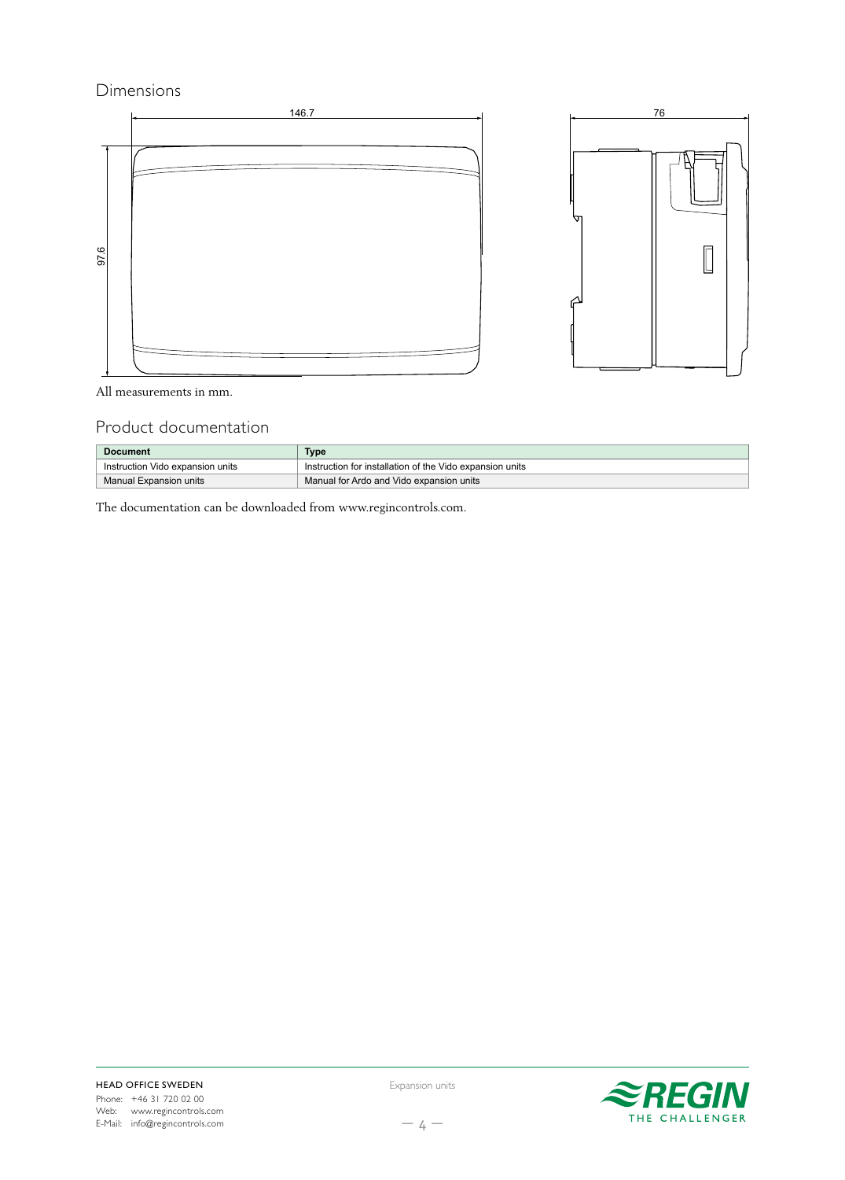## Dimensions

146.7

97.6

76

All measurements in mm.

## Product documentation

| Document | Type |
|---|---|
| Instruction Vido expansion units | Instruction for installation of the Vido expansion units |
| Manual Expansion units | Manual for Ardo and Vido expansion units |

The documentation can be downloaded from www.regincontrols.com.

HEAD OFFICE SWEDEN
Phone: +46 31 720 02 00
Web: www.regincontrols.com
E-Mail: info@regincontrols.com